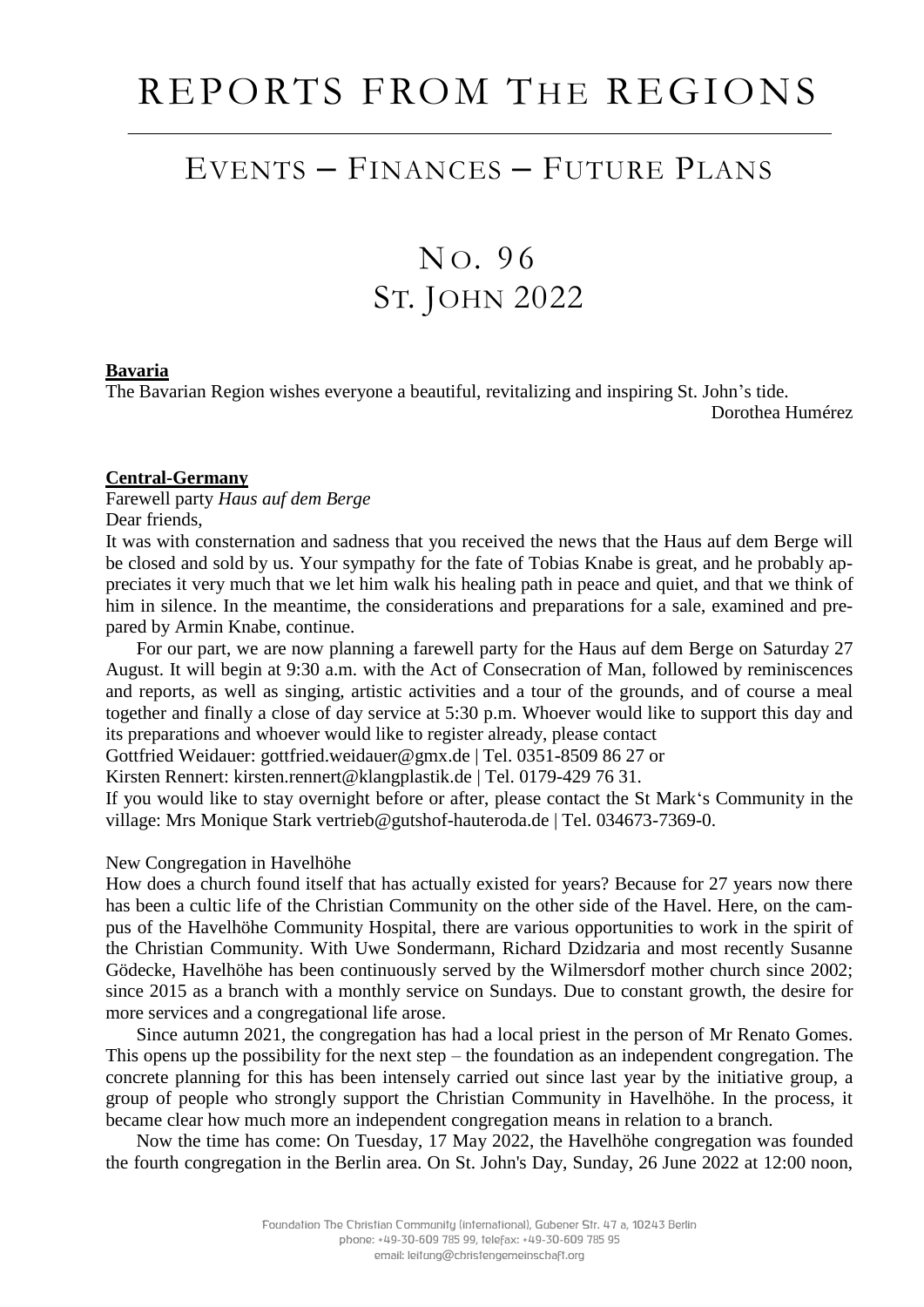# REPORTS FROM THE REGIONS

## EVENTS – FINANCES – FUTURE PLANS

## NO. 96
## ST. JOHN 2022

**Bavaria**

The Bavarian Region wishes everyone a beautiful, revitalizing and inspiring St. John's tide.

Dorothea Humérez

**Central-Germany**

Farewell party *Haus auf dem Berge*

Dear friends,

It was with consternation and sadness that you received the news that the Haus auf dem Berge will be closed and sold by us. Your sympathy for the fate of Tobias Knabe is great, and he probably appreciates it very much that we let him walk his healing path in peace and quiet, and that we think of him in silence. In the meantime, the considerations and preparations for a sale, examined and prepared by Armin Knabe, continue.

For our part, we are now planning a farewell party for the Haus auf dem Berge on Saturday 27 August. It will begin at 9:30 a.m. with the Act of Consecration of Man, followed by reminiscences and reports, as well as singing, artistic activities and a tour of the grounds, and of course a meal together and finally a close of day service at 5:30 p.m. Whoever would like to support this day and its preparations and whoever would like to register already, please contact

Gottfried Weidauer: gottfried.weidauer@gmx.de | Tel. 0351-8509 86 27 or

Kirsten Rennert: kirsten.rennert@klangplastik.de | Tel. 0179-429 76 31.

If you would like to stay overnight before or after, please contact the St Mark's Community in the village: Mrs Monique Stark vertrieb@gutshof-hauteroda.de | Tel. 034673-7369-0.

New Congregation in Havelhöhe

How does a church found itself that has actually existed for years? Because for 27 years now there has been a cultic life of the Christian Community on the other side of the Havel. Here, on the campus of the Havelhöhe Community Hospital, there are various opportunities to work in the spirit of the Christian Community. With Uwe Sondermann, Richard Dzidzaria and most recently Susanne Gödecke, Havelhöhe has been continuously served by the Wilmersdorf mother church since 2002; since 2015 as a branch with a monthly service on Sundays. Due to constant growth, the desire for more services and a congregational life arose.

Since autumn 2021, the congregation has had a local priest in the person of Mr Renato Gomes. This opens up the possibility for the next step – the foundation as an independent congregation. The concrete planning for this has been intensely carried out since last year by the initiative group, a group of people who strongly support the Christian Community in Havelhöhe. In the process, it became clear how much more an independent congregation means in relation to a branch.

Now the time has come: On Tuesday, 17 May 2022, the Havelhöhe congregation was founded the fourth congregation in the Berlin area. On St. John's Day, Sunday, 26 June 2022 at 12:00 noon,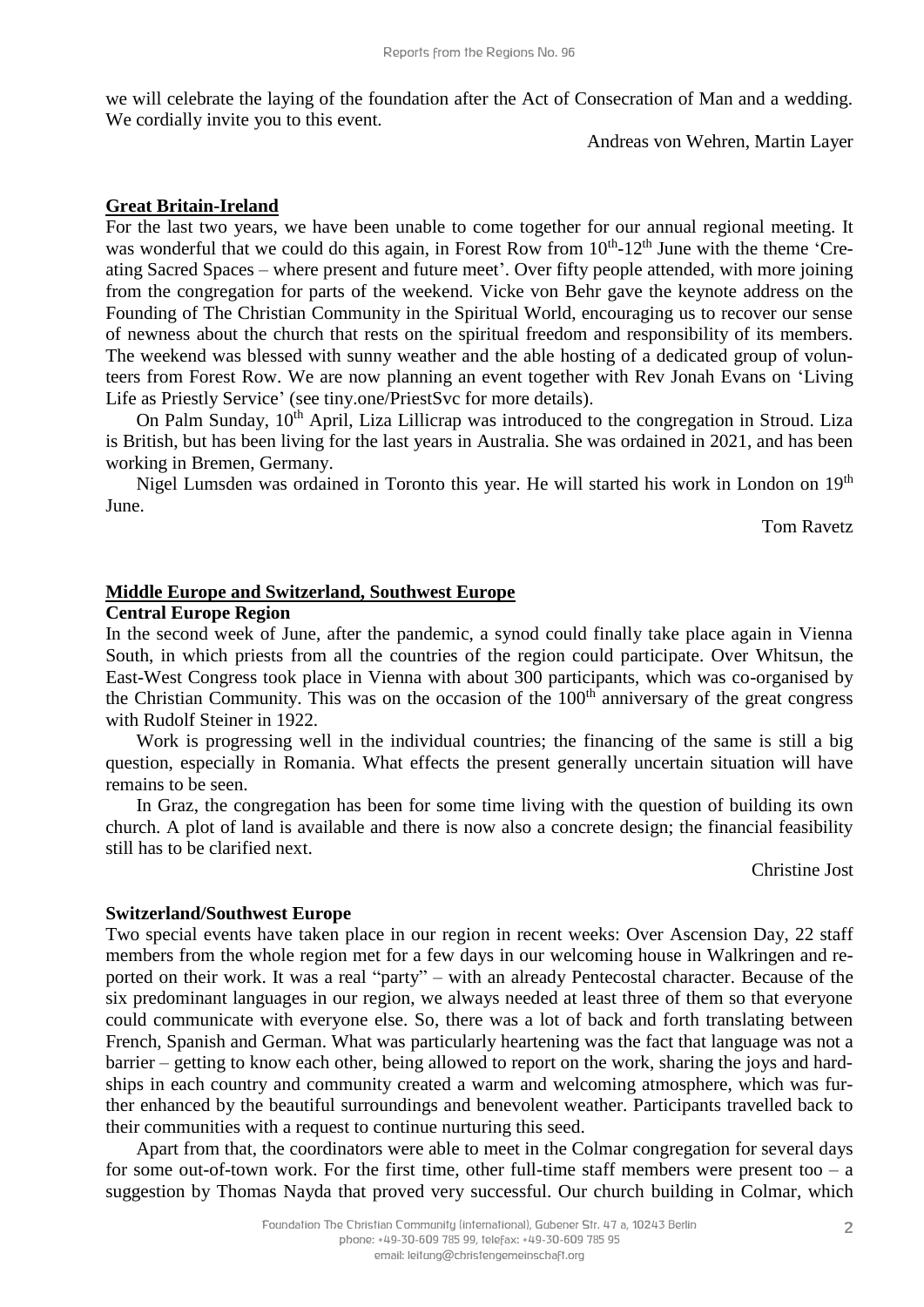we will celebrate the laying of the foundation after the Act of Consecration of Man and a wedding. We cordially invite you to this event.

Andreas von Wehren, Martin Layer

## Great Britain-Ireland

For the last two years, we have been unable to come together for our annual regional meeting. It was wonderful that we could do this again, in Forest Row from 10th-12th June with the theme 'Creating Sacred Spaces – where present and future meet'. Over fifty people attended, with more joining from the congregation for parts of the weekend. Vicke von Behr gave the keynote address on the Founding of The Christian Community in the Spiritual World, encouraging us to recover our sense of newness about the church that rests on the spiritual freedom and responsibility of its members. The weekend was blessed with sunny weather and the able hosting of a dedicated group of volunteers from Forest Row. We are now planning an event together with Rev Jonah Evans on 'Living Life as Priestly Service' (see tiny.one/PriestSvc for more details).

On Palm Sunday, 10th April, Liza Lillicrap was introduced to the congregation in Stroud. Liza is British, but has been living for the last years in Australia. She was ordained in 2021, and has been working in Bremen, Germany.

Nigel Lumsden was ordained in Toronto this year. He will started his work in London on 19th June.

Tom Ravetz

## Middle Europe and Switzerland, Southwest Europe

### Central Europe Region

In the second week of June, after the pandemic, a synod could finally take place again in Vienna South, in which priests from all the countries of the region could participate. Over Whitsun, the East-West Congress took place in Vienna with about 300 participants, which was co-organised by the Christian Community. This was on the occasion of the 100th anniversary of the great congress with Rudolf Steiner in 1922.

Work is progressing well in the individual countries; the financing of the same is still a big question, especially in Romania. What effects the present generally uncertain situation will have remains to be seen.

In Graz, the congregation has been for some time living with the question of building its own church. A plot of land is available and there is now also a concrete design; the financial feasibility still has to be clarified next.

Christine Jost

### Switzerland/Southwest Europe

Two special events have taken place in our region in recent weeks: Over Ascension Day, 22 staff members from the whole region met for a few days in our welcoming house in Walkringen and reported on their work. It was a real "party" – with an already Pentecostal character. Because of the six predominant languages in our region, we always needed at least three of them so that everyone could communicate with everyone else. So, there was a lot of back and forth translating between French, Spanish and German. What was particularly heartening was the fact that language was not a barrier – getting to know each other, being allowed to report on the work, sharing the joys and hardships in each country and community created a warm and welcoming atmosphere, which was further enhanced by the beautiful surroundings and benevolent weather. Participants travelled back to their communities with a request to continue nurturing this seed.

Apart from that, the coordinators were able to meet in the Colmar congregation for several days for some out-of-town work. For the first time, other full-time staff members were present too – a suggestion by Thomas Nayda that proved very successful. Our church building in Colmar, which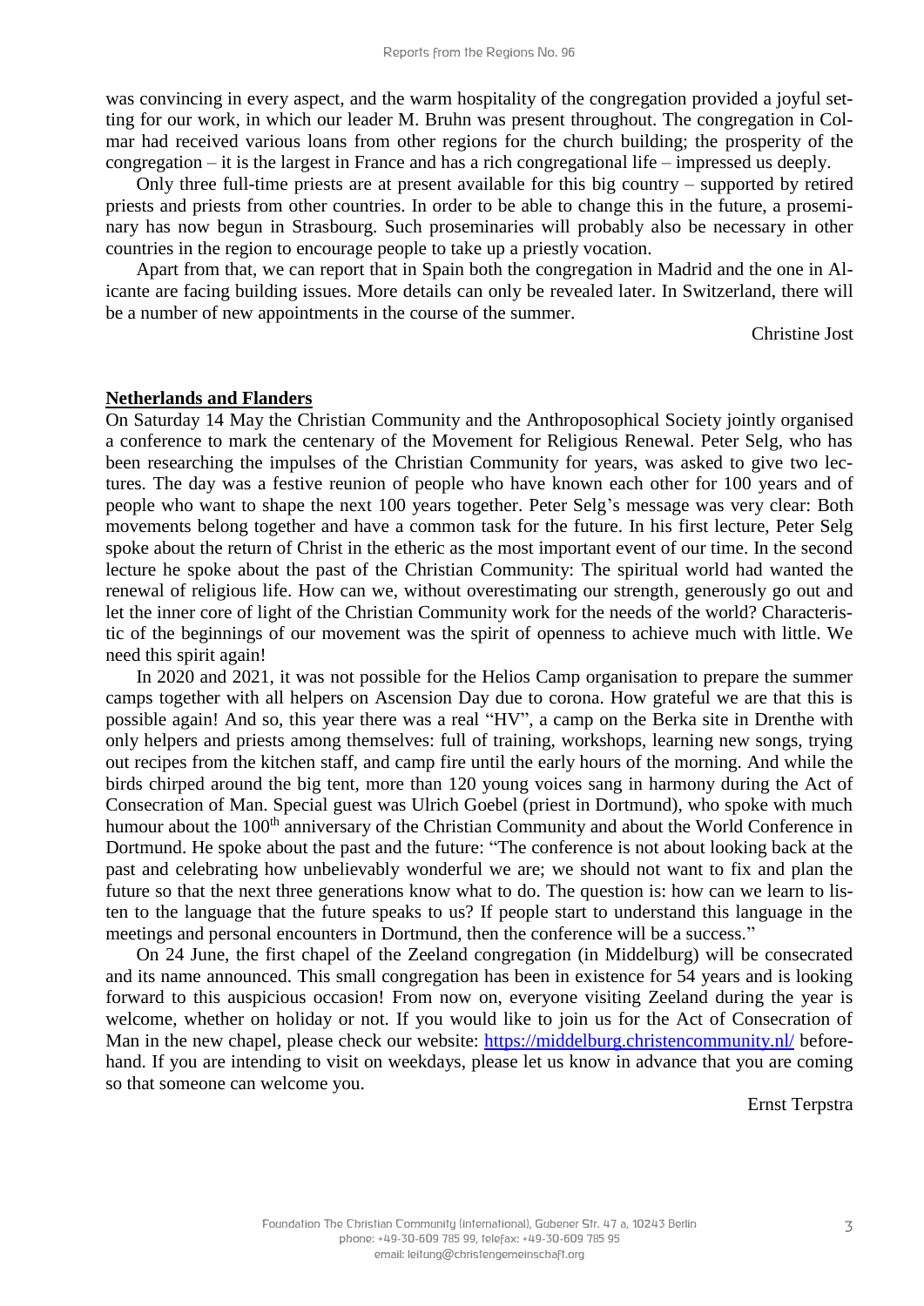was convincing in every aspect, and the warm hospitality of the congregation provided a joyful setting for our work, in which our leader M. Bruhn was present throughout. The congregation in Colmar had received various loans from other regions for the church building; the prosperity of the congregation – it is the largest in France and has a rich congregational life – impressed us deeply.

Only three full-time priests are at present available for this big country – supported by retired priests and priests from other countries. In order to be able to change this in the future, a proseminary has now begun in Strasbourg. Such proseminaries will probably also be necessary in other countries in the region to encourage people to take up a priestly vocation.

Apart from that, we can report that in Spain both the congregation in Madrid and the one in Alicante are facing building issues. More details can only be revealed later. In Switzerland, there will be a number of new appointments in the course of the summer.

Christine Jost

## Netherlands and Flanders

On Saturday 14 May the Christian Community and the Anthroposophical Society jointly organised a conference to mark the centenary of the Movement for Religious Renewal. Peter Selg, who has been researching the impulses of the Christian Community for years, was asked to give two lectures. The day was a festive reunion of people who have known each other for 100 years and of people who want to shape the next 100 years together. Peter Selg's message was very clear: Both movements belong together and have a common task for the future. In his first lecture, Peter Selg spoke about the return of Christ in the etheric as the most important event of our time. In the second lecture he spoke about the past of the Christian Community: The spiritual world had wanted the renewal of religious life. How can we, without overestimating our strength, generously go out and let the inner core of light of the Christian Community work for the needs of the world? Characteristic of the beginnings of our movement was the spirit of openness to achieve much with little. We need this spirit again!

In 2020 and 2021, it was not possible for the Helios Camp organisation to prepare the summer camps together with all helpers on Ascension Day due to corona. How grateful we are that this is possible again! And so, this year there was a real "HV", a camp on the Berka site in Drenthe with only helpers and priests among themselves: full of training, workshops, learning new songs, trying out recipes from the kitchen staff, and camp fire until the early hours of the morning. And while the birds chirped around the big tent, more than 120 young voices sang in harmony during the Act of Consecration of Man. Special guest was Ulrich Goebel (priest in Dortmund), who spoke with much humour about the 100th anniversary of the Christian Community and about the World Conference in Dortmund. He spoke about the past and the future: "The conference is not about looking back at the past and celebrating how unbelievably wonderful we are; we should not want to fix and plan the future so that the next three generations know what to do. The question is: how can we learn to listen to the language that the future speaks to us? If people start to understand this language in the meetings and personal encounters in Dortmund, then the conference will be a success."

On 24 June, the first chapel of the Zeeland congregation (in Middelburg) will be consecrated and its name announced. This small congregation has been in existence for 54 years and is looking forward to this auspicious occasion! From now on, everyone visiting Zeeland during the year is welcome, whether on holiday or not. If you would like to join us for the Act of Consecration of Man in the new chapel, please check our website: https://middelburg.christencommunity.nl/ beforehand. If you are intending to visit on weekdays, please let us know in advance that you are coming so that someone can welcome you.

Ernst Terpstra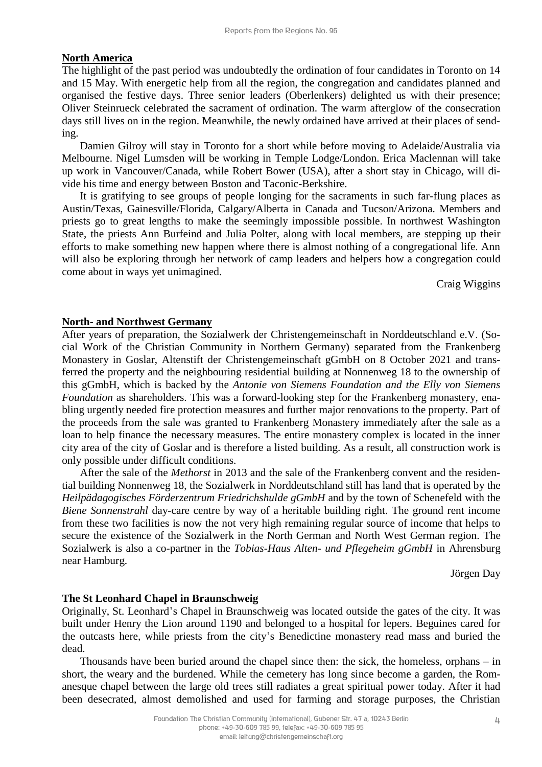## North America

The highlight of the past period was undoubtedly the ordination of four candidates in Toronto on 14 and 15 May. With energetic help from all the region, the congregation and candidates planned and organised the festive days. Three senior leaders (Oberlenkers) delighted us with their presence; Oliver Steinrueck celebrated the sacrament of ordination. The warm afterglow of the consecration days still lives on in the region. Meanwhile, the newly ordained have arrived at their places of sending.

Damien Gilroy will stay in Toronto for a short while before moving to Adelaide/Australia via Melbourne. Nigel Lumsden will be working in Temple Lodge/London. Erica Maclennan will take up work in Vancouver/Canada, while Robert Bower (USA), after a short stay in Chicago, will divide his time and energy between Boston and Taconic-Berkshire.

It is gratifying to see groups of people longing for the sacraments in such far-flung places as Austin/Texas, Gainesville/Florida, Calgary/Alberta in Canada and Tucson/Arizona. Members and priests go to great lengths to make the seemingly impossible possible. In northwest Washington State, the priests Ann Burfeind and Julia Polter, along with local members, are stepping up their efforts to make something new happen where there is almost nothing of a congregational life. Ann will also be exploring through her network of camp leaders and helpers how a congregation could come about in ways yet unimagined.

Craig Wiggins

## North- and Northwest Germany

After years of preparation, the Sozialwerk der Christengemeinschaft in Norddeutschland e.V. (Social Work of the Christian Community in Northern Germany) separated from the Frankenberg Monastery in Goslar, Altenstift der Christengemeinschaft gGmbH on 8 October 2021 and transferred the property and the neighbouring residential building at Nonnenweg 18 to the ownership of this gGmbH, which is backed by the *Antonie von Siemens Foundation and the Elly von Siemens Foundation* as shareholders. This was a forward-looking step for the Frankenberg monastery, enabling urgently needed fire protection measures and further major renovations to the property. Part of the proceeds from the sale was granted to Frankenberg Monastery immediately after the sale as a loan to help finance the necessary measures. The entire monastery complex is located in the inner city area of the city of Goslar and is therefore a listed building. As a result, all construction work is only possible under difficult conditions.

After the sale of the *Methorst* in 2013 and the sale of the Frankenberg convent and the residential building Nonnenweg 18, the Sozialwerk in Norddeutschland still has land that is operated by the *Heilpädagogisches Förderzentrum Friedrichshulde gGmbH* and by the town of Schenefeld with the *Biene Sonnenstrahl* day-care centre by way of a heritable building right. The ground rent income from these two facilities is now the not very high remaining regular source of income that helps to secure the existence of the Sozialwerk in the North German and North West German region. The Sozialwerk is also a co-partner in the *Tobias-Haus Alten- und Pflegeheim gGmbH* in Ahrensburg near Hamburg.

Jörgen Day

## The St Leonhard Chapel in Braunschweig

Originally, St. Leonhard's Chapel in Braunschweig was located outside the gates of the city. It was built under Henry the Lion around 1190 and belonged to a hospital for lepers. Beguines cared for the outcasts here, while priests from the city's Benedictine monastery read mass and buried the dead.

Thousands have been buried around the chapel since then: the sick, the homeless, orphans – in short, the weary and the burdened. While the cemetery has long since become a garden, the Romanesque chapel between the large old trees still radiates a great spiritual power today. After it had been desecrated, almost demolished and used for farming and storage purposes, the Christian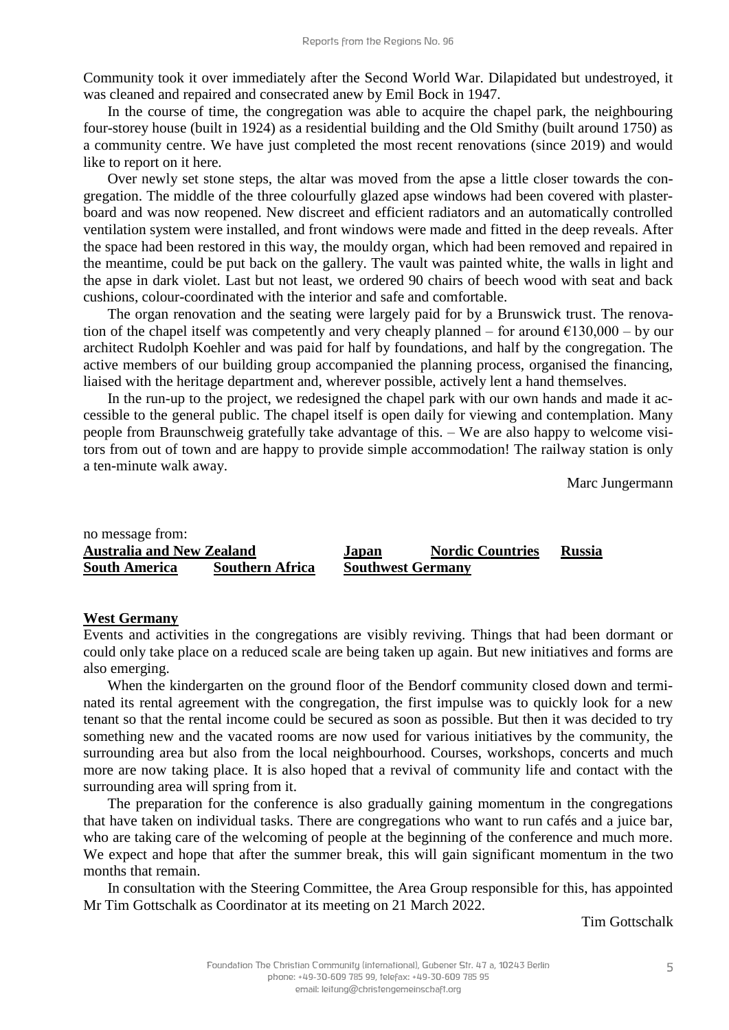Community took it over immediately after the Second World War. Dilapidated but undestroyed, it was cleaned and repaired and consecrated anew by Emil Bock in 1947.

In the course of time, the congregation was able to acquire the chapel park, the neighbouring four-storey house (built in 1924) as a residential building and the Old Smithy (built around 1750) as a community centre. We have just completed the most recent renovations (since 2019) and would like to report on it here.

Over newly set stone steps, the altar was moved from the apse a little closer towards the congregation. The middle of the three colourfully glazed apse windows had been covered with plasterboard and was now reopened. New discreet and efficient radiators and an automatically controlled ventilation system were installed, and front windows were made and fitted in the deep reveals. After the space had been restored in this way, the mouldy organ, which had been removed and repaired in the meantime, could be put back on the gallery. The vault was painted white, the walls in light and the apse in dark violet. Last but not least, we ordered 90 chairs of beech wood with seat and back cushions, colour-coordinated with the interior and safe and comfortable.

The organ renovation and the seating were largely paid for by a Brunswick trust. The renovation of the chapel itself was competently and very cheaply planned – for around €130,000 – by our architect Rudolph Koehler and was paid for half by foundations, and half by the congregation. The active members of our building group accompanied the planning process, organised the financing, liaised with the heritage department and, wherever possible, actively lent a hand themselves.

In the run-up to the project, we redesigned the chapel park with our own hands and made it accessible to the general public. The chapel itself is open daily for viewing and contemplation. Many people from Braunschweig gratefully take advantage of this. – We are also happy to welcome visitors from out of town and are happy to provide simple accommodation! The railway station is only a ten-minute walk away.

Marc Jungermann

no message from:
**Australia and New Zealand** **Japan** **Nordic Countries** **Russia**
**South America** **Southern Africa** **Southwest Germany**

## West Germany

Events and activities in the congregations are visibly reviving. Things that had been dormant or could only take place on a reduced scale are being taken up again. But new initiatives and forms are also emerging.

When the kindergarten on the ground floor of the Bendorf community closed down and terminated its rental agreement with the congregation, the first impulse was to quickly look for a new tenant so that the rental income could be secured as soon as possible. But then it was decided to try something new and the vacated rooms are now used for various initiatives by the community, the surrounding area but also from the local neighbourhood. Courses, workshops, concerts and much more are now taking place. It is also hoped that a revival of community life and contact with the surrounding area will spring from it.

The preparation for the conference is also gradually gaining momentum in the congregations that have taken on individual tasks. There are congregations who want to run cafés and a juice bar, who are taking care of the welcoming of people at the beginning of the conference and much more. We expect and hope that after the summer break, this will gain significant momentum in the two months that remain.

In consultation with the Steering Committee, the Area Group responsible for this, has appointed Mr Tim Gottschalk as Coordinator at its meeting on 21 March 2022.

Tim Gottschalk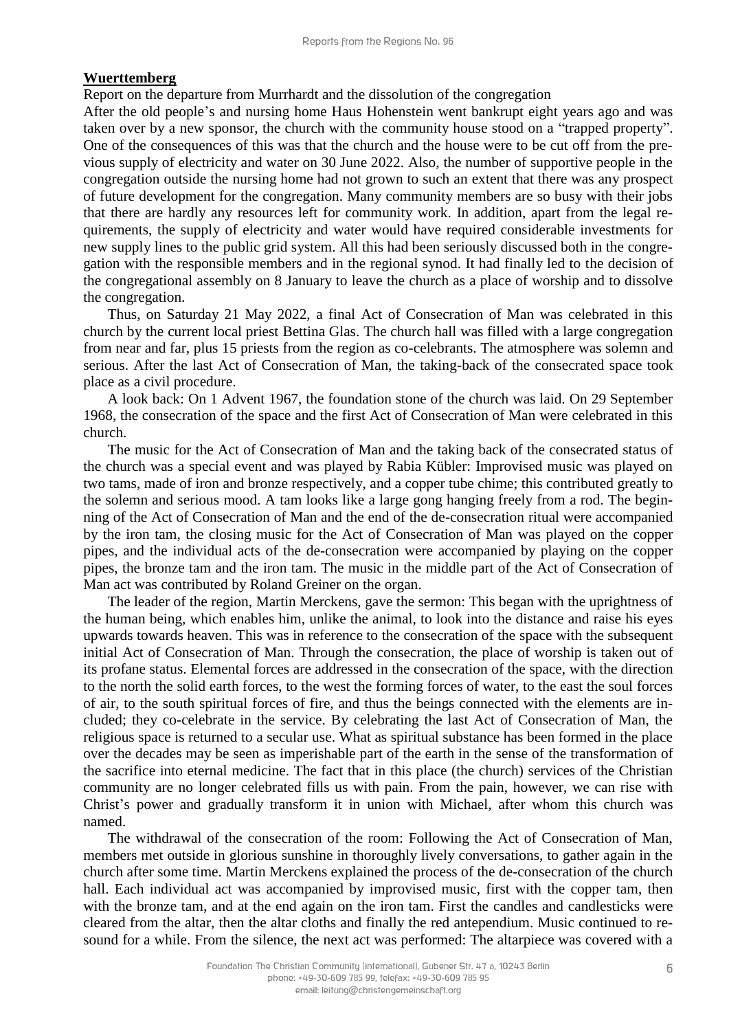## **Wuerttemberg**

Report on the departure from Murrhardt and the dissolution of the congregation

After the old people's and nursing home Haus Hohenstein went bankrupt eight years ago and was taken over by a new sponsor, the church with the community house stood on a "trapped property". One of the consequences of this was that the church and the house were to be cut off from the previous supply of electricity and water on 30 June 2022. Also, the number of supportive people in the congregation outside the nursing home had not grown to such an extent that there was any prospect of future development for the congregation. Many community members are so busy with their jobs that there are hardly any resources left for community work. In addition, apart from the legal requirements, the supply of electricity and water would have required considerable investments for new supply lines to the public grid system. All this had been seriously discussed both in the congregation with the responsible members and in the regional synod. It had finally led to the decision of the congregational assembly on 8 January to leave the church as a place of worship and to dissolve the congregation.

Thus, on Saturday 21 May 2022, a final Act of Consecration of Man was celebrated in this church by the current local priest Bettina Glas. The church hall was filled with a large congregation from near and far, plus 15 priests from the region as co-celebrants. The atmosphere was solemn and serious. After the last Act of Consecration of Man, the taking-back of the consecrated space took place as a civil procedure.

A look back: On 1 Advent 1967, the foundation stone of the church was laid. On 29 September 1968, the consecration of the space and the first Act of Consecration of Man were celebrated in this church.

The music for the Act of Consecration of Man and the taking back of the consecrated status of the church was a special event and was played by Rabia Kübler: Improvised music was played on two tams, made of iron and bronze respectively, and a copper tube chime; this contributed greatly to the solemn and serious mood. A tam looks like a large gong hanging freely from a rod. The beginning of the Act of Consecration of Man and the end of the de-consecration ritual were accompanied by the iron tam, the closing music for the Act of Consecration of Man was played on the copper pipes, and the individual acts of the de-consecration were accompanied by playing on the copper pipes, the bronze tam and the iron tam. The music in the middle part of the Act of Consecration of Man act was contributed by Roland Greiner on the organ.

The leader of the region, Martin Merckens, gave the sermon: This began with the uprightness of the human being, which enables him, unlike the animal, to look into the distance and raise his eyes upwards towards heaven. This was in reference to the consecration of the space with the subsequent initial Act of Consecration of Man. Through the consecration, the place of worship is taken out of its profane status. Elemental forces are addressed in the consecration of the space, with the direction to the north the solid earth forces, to the west the forming forces of water, to the east the soul forces of air, to the south spiritual forces of fire, and thus the beings connected with the elements are included; they co-celebrate in the service. By celebrating the last Act of Consecration of Man, the religious space is returned to a secular use. What as spiritual substance has been formed in the place over the decades may be seen as imperishable part of the earth in the sense of the transformation of the sacrifice into eternal medicine. The fact that in this place (the church) services of the Christian community are no longer celebrated fills us with pain. From the pain, however, we can rise with Christ's power and gradually transform it in union with Michael, after whom this church was named.

The withdrawal of the consecration of the room: Following the Act of Consecration of Man, members met outside in glorious sunshine in thoroughly lively conversations, to gather again in the church after some time. Martin Merckens explained the process of the de-consecration of the church hall. Each individual act was accompanied by improvised music, first with the copper tam, then with the bronze tam, and at the end again on the iron tam. First the candles and candlesticks were cleared from the altar, then the altar cloths and finally the red antependium. Music continued to resound for a while. From the silence, the next act was performed: The altarpiece was covered with a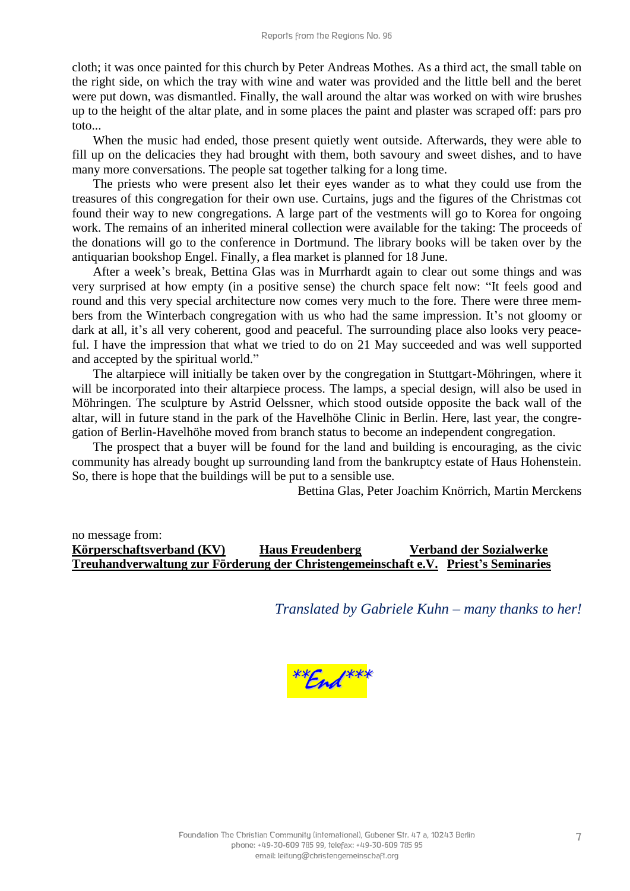cloth; it was once painted for this church by Peter Andreas Mothes. As a third act, the small table on the right side, on which the tray with wine and water was provided and the little bell and the beret were put down, was dismantled. Finally, the wall around the altar was worked on with wire brushes up to the height of the altar plate, and in some places the paint and plaster was scraped off: pars pro toto...

When the music had ended, those present quietly went outside. Afterwards, they were able to fill up on the delicacies they had brought with them, both savoury and sweet dishes, and to have many more conversations. The people sat together talking for a long time.

The priests who were present also let their eyes wander as to what they could use from the treasures of this congregation for their own use. Curtains, jugs and the figures of the Christmas cot found their way to new congregations. A large part of the vestments will go to Korea for ongoing work. The remains of an inherited mineral collection were available for the taking: The proceeds of the donations will go to the conference in Dortmund. The library books will be taken over by the antiquarian bookshop Engel. Finally, a flea market is planned for 18 June.

After a week's break, Bettina Glas was in Murrhardt again to clear out some things and was very surprised at how empty (in a positive sense) the church space felt now: "It feels good and round and this very special architecture now comes very much to the fore. There were three members from the Winterbach congregation with us who had the same impression. It's not gloomy or dark at all, it's all very coherent, good and peaceful. The surrounding place also looks very peaceful. I have the impression that what we tried to do on 21 May succeeded and was well supported and accepted by the spiritual world."

The altarpiece will initially be taken over by the congregation in Stuttgart-Möhringen, where it will be incorporated into their altarpiece process. The lamps, a special design, will also be used in Möhringen. The sculpture by Astrid Oelssner, which stood outside opposite the back wall of the altar, will in future stand in the park of the Havelhöhe Clinic in Berlin. Here, last year, the congregation of Berlin-Havelhöhe moved from branch status to become an independent congregation.

The prospect that a buyer will be found for the land and building is encouraging, as the civic community has already bought up surrounding land from the bankruptcy estate of Haus Hohenstein. So, there is hope that the buildings will be put to a sensible use.

Bettina Glas, Peter Joachim Knörrich, Martin Merckens

no message from:
**Körperschaftsverband (KV)** **Haus Freudenberg** **Verband der Sozialwerke**
**Treuhandverwaltung zur Förderung der Christengemeinschaft e.V.** **Priest's Seminaries**

*Translated by Gabriele Kuhn – many thanks to her!*

***End***